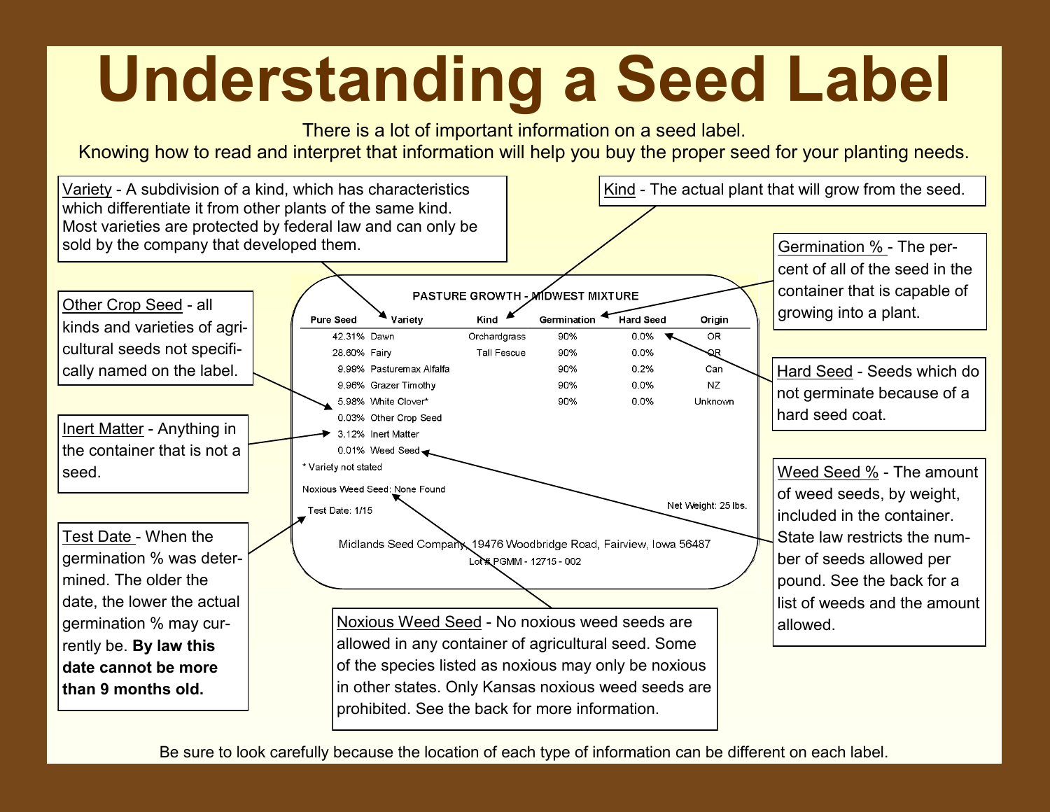# Understanding a Seed Label

There is a lot of important information on a seed label.
Knowing how to read and interpret that information will help you buy the proper seed for your planting needs.

**PASTURE GROWTH - MIDWEST MIXTURE**

| Pure Seed | Variety | Kind | Germination | Hard Seed | Origin |
|---|---|---|---|---|---|
| 42.31% | Dawn | Orchardgrass | 90% | 0.0% | OR |
| 28.60% | Fairy | Tall Fescue | 90% | 0.0% | OR |
| 9.99% | Pasturemax Alfalfa | | 90% | 0.2% | Can |
| 9.96% | Grazer Timothy | | 90% | 0.0% | NZ |
| 5.98% | White Clover* | | 90% | 0.0% | Unknown |
| 0.03% | Other Crop Seed | | | | |
| 3.12% | Inert Matter | | | | |
| 0.01% | Weed Seed | | | | |

\* Variety not stated

Noxious Weed Seed: None Found

Test Date: 1/15

Net Weight: 25 lbs.

Midlands Seed Company, 19476 Woodbridge Road, Fairview, Iowa 56487

Lot # PGMM - 12715 - 002

Variety - A subdivision of a kind, which has characteristics which differentiate it from other plants of the same kind. Most varieties are protected by federal law and can only be sold by the company that developed them.

Kind - The actual plant that will grow from the seed.

Germination % - The percent of all of the seed in the container that is capable of growing into a plant.

Hard Seed - Seeds which do not germinate because of a hard seed coat.

Other Crop Seed - all kinds and varieties of agricultural seeds not specifically named on the label.

Inert Matter - Anything in the container that is not a seed.

Weed Seed % - The amount of weed seeds, by weight, included in the container. State law restricts the number of seeds allowed per pound. See the back for a list of weeds and the amount allowed.

Test Date - When the germination % was determined. The older the date, the lower the actual germination % may currently be. **By law this date cannot be more than 9 months old.**

Noxious Weed Seed - No noxious weed seeds are allowed in any container of agricultural seed. Some of the species listed as noxious may only be noxious in other states. Only Kansas noxious weed seeds are prohibited. See the back for more information.

Be sure to look carefully because the location of each type of information can be different on each label.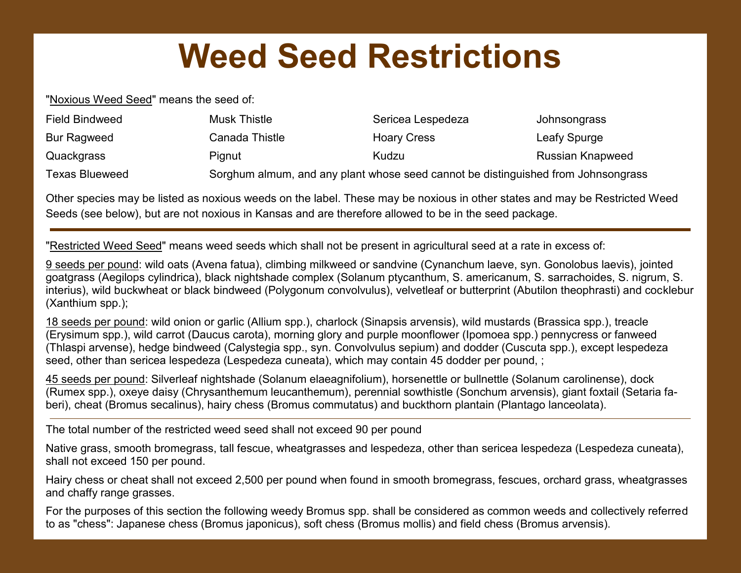# Weed Seed Restrictions

"Noxious Weed Seed" means the seed of:

| | | | |
|---|---|---|---|
| Field Bindweed | Musk Thistle | Sericea Lespedeza | Johnsongrass |
| Bur Ragweed | Canada Thistle | Hoary Cress | Leafy Spurge |
| Quackgrass | Pignut | Kudzu | Russian Knapweed |
| Texas Blueweed | Sorghum almum, and any plant whose seed cannot be distinguished from Johnsongrass | | |

Other species may be listed as noxious weeds on the label. These may be noxious in other states and may be Restricted Weed Seeds (see below), but are not noxious in Kansas and are therefore allowed to be in the seed package.

---

"Restricted Weed Seed" means weed seeds which shall not be present in agricultural seed at a rate in excess of:

9 seeds per pound: wild oats (Avena fatua), climbing milkweed or sandvine (Cynanchum laeve, syn. Gonolobus laevis), jointed goatgrass (Aegilops cylindrica), black nightshade complex (Solanum ptycanthum, S. americanum, S. sarrachoides, S. nigrum, S. interius), wild buckwheat or black bindweed (Polygonum convolvulus), velvetleaf or butterprint (Abutilon theophrasti) and cocklebur (Xanthium spp.);

18 seeds per pound: wild onion or garlic (Allium spp.), charlock (Sinapsis arvensis), wild mustards (Brassica spp.), treacle (Erysimum spp.), wild carrot (Daucus carota), morning glory and purple moonflower (Ipomoea spp.) pennycress or fanweed (Thlaspi arvense), hedge bindweed (Calystegia spp., syn. Convolvulus sepium) and dodder (Cuscuta spp.), except lespedeza seed, other than sericea lespedeza (Lespedeza cuneata), which may contain 45 dodder per pound, ;

45 seeds per pound: Silverleaf nightshade (Solanum elaeagnifolium), horsenettle or bullnettle (Solanum carolinense), dock (Rumex spp.), oxeye daisy (Chrysanthemum leucanthemum), perennial sowthistle (Sonchum arvensis), giant foxtail (Setaria faberi), cheat (Bromus secalinus), hairy chess (Bromus commutatus) and buckthorn plantain (Plantago lanceolata).

---

The total number of the restricted weed seed shall not exceed 90 per pound

Native grass, smooth bromegrass, tall fescue, wheatgrasses and lespedeza, other than sericea lespedeza (Lespedeza cuneata), shall not exceed 150 per pound.

Hairy chess or cheat shall not exceed 2,500 per pound when found in smooth bromegrass, fescues, orchard grass, wheatgrasses and chaffy range grasses.

For the purposes of this section the following weedy Bromus spp. shall be considered as common weeds and collectively referred to as "chess": Japanese chess (Bromus japonicus), soft chess (Bromus mollis) and field chess (Bromus arvensis).